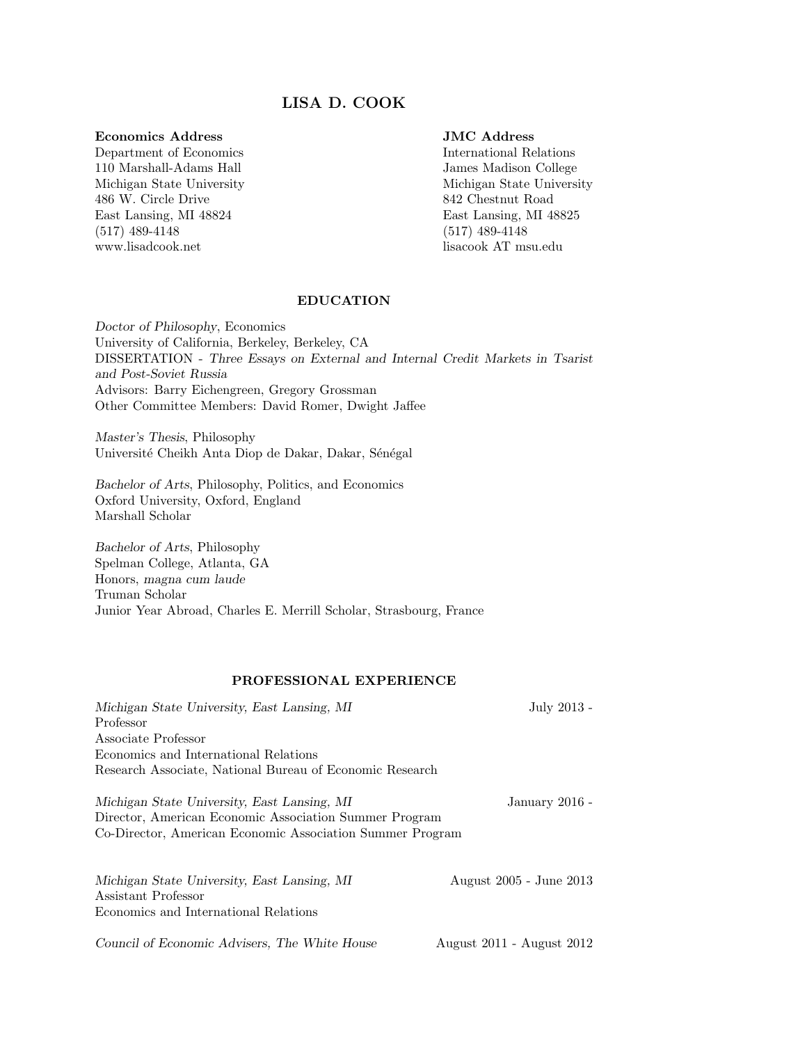# LISA D. COOK

**Economics Address**
Department of Economics
110 Marshall-Adams Hall
Michigan State University
486 W. Circle Drive
East Lansing, MI 48824
(517) 489-4148
www.lisadcook.net

**JMC Address**
International Relations
James Madison College
Michigan State University
842 Chestnut Road
East Lansing, MI 48825
(517) 489-4148
lisacook AT msu.edu

## EDUCATION

*Doctor of Philosophy*, Economics
University of California, Berkeley, Berkeley, CA
DISSERTATION - *Three Essays on External and Internal Credit Markets in Tsarist and Post-Soviet Russia*
Advisors: Barry Eichengreen, Gregory Grossman
Other Committee Members: David Romer, Dwight Jaffee

*Master's Thesis*, Philosophy
Université Cheikh Anta Diop de Dakar, Dakar, Sénégal

*Bachelor of Arts*, Philosophy, Politics, and Economics
Oxford University, Oxford, England
Marshall Scholar

*Bachelor of Arts*, Philosophy
Spelman College, Atlanta, GA
Honors, *magna cum laude*
Truman Scholar
Junior Year Abroad, Charles E. Merrill Scholar, Strasbourg, France

## PROFESSIONAL EXPERIENCE

*Michigan State University, East Lansing, MI* — July 2013 -
Professor
Associate Professor
Economics and International Relations
Research Associate, National Bureau of Economic Research

*Michigan State University, East Lansing, MI* — January 2016 -
Director, American Economic Association Summer Program
Co-Director, American Economic Association Summer Program

*Michigan State University, East Lansing, MI* — August 2005 - June 2013
Assistant Professor
Economics and International Relations

*Council of Economic Advisers, The White House* — August 2011 - August 2012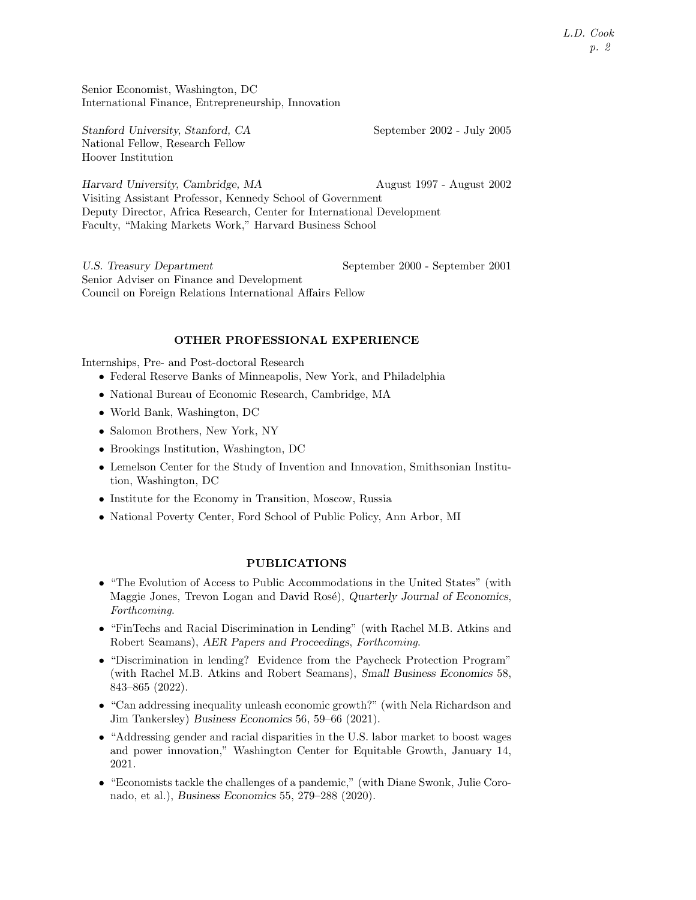Senior Economist, Washington, DC
International Finance, Entrepreneurship, Innovation

*Stanford University, Stanford, CA* September 2002 - July 2005
National Fellow, Research Fellow
Hoover Institution

*Harvard University, Cambridge, MA* August 1997 - August 2002
Visiting Assistant Professor, Kennedy School of Government
Deputy Director, Africa Research, Center for International Development
Faculty, "Making Markets Work," Harvard Business School

*U.S. Treasury Department* September 2000 - September 2001
Senior Adviser on Finance and Development
Council on Foreign Relations International Affairs Fellow

## OTHER PROFESSIONAL EXPERIENCE

Internships, Pre- and Post-doctoral Research

- Federal Reserve Banks of Minneapolis, New York, and Philadelphia
- National Bureau of Economic Research, Cambridge, MA
- World Bank, Washington, DC
- Salomon Brothers, New York, NY
- Brookings Institution, Washington, DC
- Lemelson Center for the Study of Invention and Innovation, Smithsonian Institution, Washington, DC
- Institute for the Economy in Transition, Moscow, Russia
- National Poverty Center, Ford School of Public Policy, Ann Arbor, MI

## PUBLICATIONS

- "The Evolution of Access to Public Accommodations in the United States" (with Maggie Jones, Trevon Logan and David Rosé), *Quarterly Journal of Economics*, *Forthcoming*.
- "FinTechs and Racial Discrimination in Lending" (with Rachel M.B. Atkins and Robert Seamans), *AER Papers and Proceedings*, *Forthcoming*.
- "Discrimination in lending? Evidence from the Paycheck Protection Program" (with Rachel M.B. Atkins and Robert Seamans), *Small Business Economics* 58, 843–865 (2022).
- "Can addressing inequality unleash economic growth?" (with Nela Richardson and Jim Tankersley) *Business Economics* 56, 59–66 (2021).
- "Addressing gender and racial disparities in the U.S. labor market to boost wages and power innovation," Washington Center for Equitable Growth, January 14, 2021.
- "Economists tackle the challenges of a pandemic," (with Diane Swonk, Julie Coronado, et al.), *Business Economics* 55, 279–288 (2020).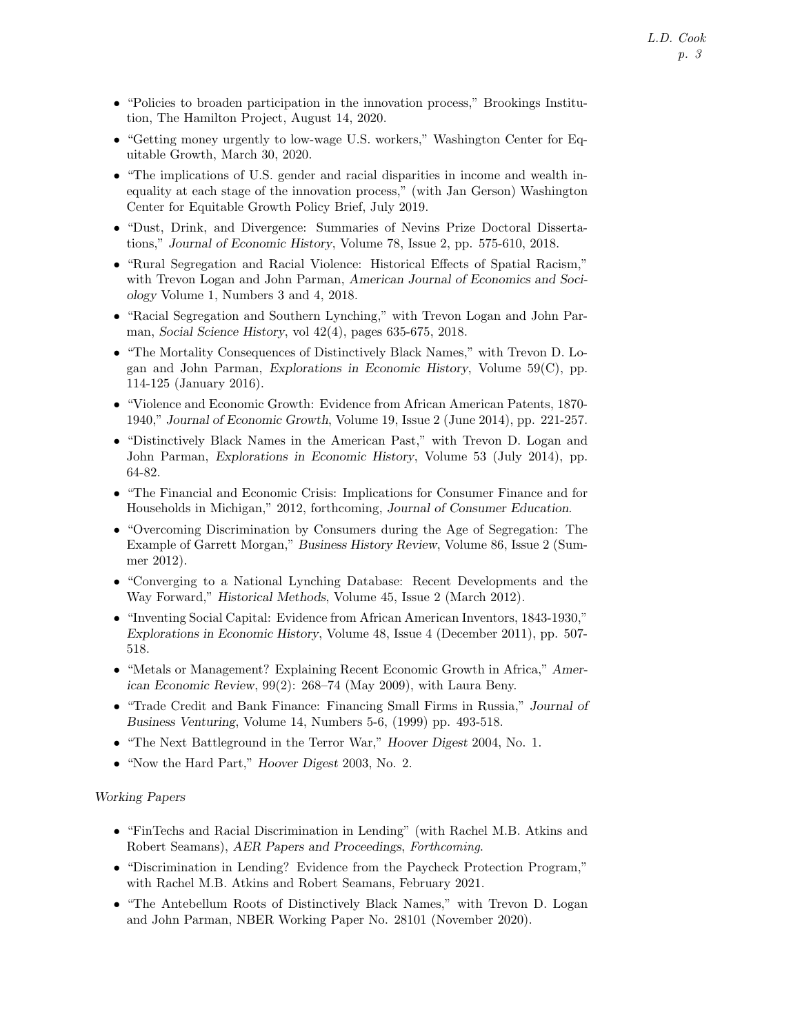- "Policies to broaden participation in the innovation process," Brookings Institution, The Hamilton Project, August 14, 2020.
- "Getting money urgently to low-wage U.S. workers," Washington Center for Equitable Growth, March 30, 2020.
- "The implications of U.S. gender and racial disparities in income and wealth inequality at each stage of the innovation process," (with Jan Gerson) Washington Center for Equitable Growth Policy Brief, July 2019.
- "Dust, Drink, and Divergence: Summaries of Nevins Prize Doctoral Dissertations," *Journal of Economic History*, Volume 78, Issue 2, pp. 575-610, 2018.
- "Rural Segregation and Racial Violence: Historical Effects of Spatial Racism," with Trevon Logan and John Parman, *American Journal of Economics and Sociology* Volume 1, Numbers 3 and 4, 2018.
- "Racial Segregation and Southern Lynching," with Trevon Logan and John Parman, *Social Science History*, vol 42(4), pages 635-675, 2018.
- "The Mortality Consequences of Distinctively Black Names," with Trevon D. Logan and John Parman, *Explorations in Economic History*, Volume 59(C), pp. 114-125 (January 2016).
- "Violence and Economic Growth: Evidence from African American Patents, 1870-1940," *Journal of Economic Growth*, Volume 19, Issue 2 (June 2014), pp. 221-257.
- "Distinctively Black Names in the American Past," with Trevon D. Logan and John Parman, *Explorations in Economic History*, Volume 53 (July 2014), pp. 64-82.
- "The Financial and Economic Crisis: Implications for Consumer Finance and for Households in Michigan," 2012, forthcoming, *Journal of Consumer Education*.
- "Overcoming Discrimination by Consumers during the Age of Segregation: The Example of Garrett Morgan," *Business History Review*, Volume 86, Issue 2 (Summer 2012).
- "Converging to a National Lynching Database: Recent Developments and the Way Forward," *Historical Methods*, Volume 45, Issue 2 (March 2012).
- "Inventing Social Capital: Evidence from African American Inventors, 1843-1930," *Explorations in Economic History*, Volume 48, Issue 4 (December 2011), pp. 507-518.
- "Metals or Management? Explaining Recent Economic Growth in Africa," *American Economic Review*, 99(2): 268–74 (May 2009), with Laura Beny.
- "Trade Credit and Bank Finance: Financing Small Firms in Russia," *Journal of Business Venturing*, Volume 14, Numbers 5-6, (1999) pp. 493-518.
- "The Next Battleground in the Terror War," *Hoover Digest* 2004, No. 1.
- "Now the Hard Part," *Hoover Digest* 2003, No. 2.

*Working Papers*

- "FinTechs and Racial Discrimination in Lending" (with Rachel M.B. Atkins and Robert Seamans), *AER Papers and Proceedings*, *Forthcoming*.
- "Discrimination in Lending? Evidence from the Paycheck Protection Program," with Rachel M.B. Atkins and Robert Seamans, February 2021.
- "The Antebellum Roots of Distinctively Black Names," with Trevon D. Logan and John Parman, NBER Working Paper No. 28101 (November 2020).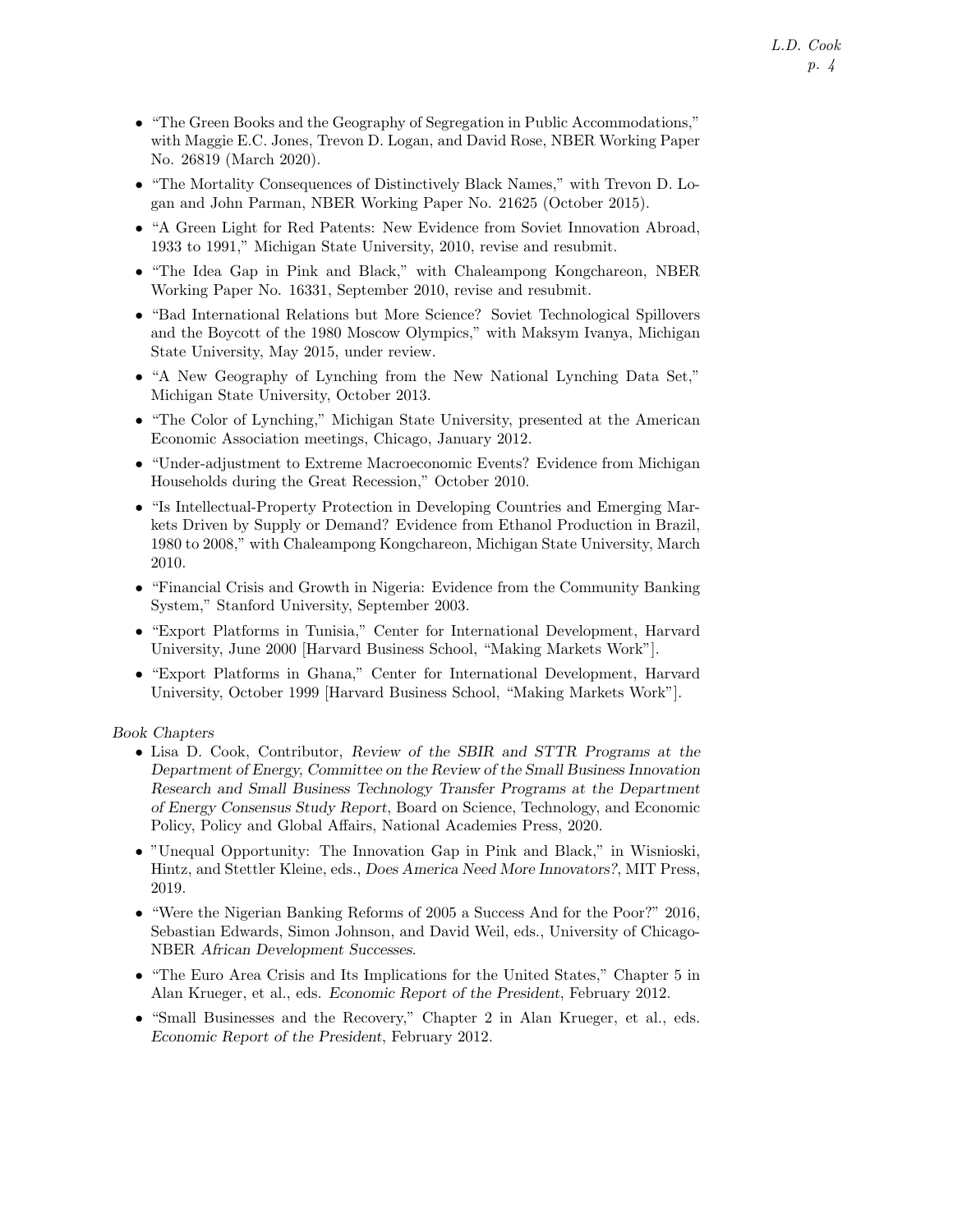- "The Green Books and the Geography of Segregation in Public Accommodations," with Maggie E.C. Jones, Trevon D. Logan, and David Rose, NBER Working Paper No. 26819 (March 2020).
- "The Mortality Consequences of Distinctively Black Names," with Trevon D. Logan and John Parman, NBER Working Paper No. 21625 (October 2015).
- "A Green Light for Red Patents: New Evidence from Soviet Innovation Abroad, 1933 to 1991," Michigan State University, 2010, revise and resubmit.
- "The Idea Gap in Pink and Black," with Chaleampong Kongchareon, NBER Working Paper No. 16331, September 2010, revise and resubmit.
- "Bad International Relations but More Science? Soviet Technological Spillovers and the Boycott of the 1980 Moscow Olympics," with Maksym Ivanya, Michigan State University, May 2015, under review.
- "A New Geography of Lynching from the New National Lynching Data Set," Michigan State University, October 2013.
- "The Color of Lynching," Michigan State University, presented at the American Economic Association meetings, Chicago, January 2012.
- "Under-adjustment to Extreme Macroeconomic Events? Evidence from Michigan Households during the Great Recession," October 2010.
- "Is Intellectual-Property Protection in Developing Countries and Emerging Markets Driven by Supply or Demand? Evidence from Ethanol Production in Brazil, 1980 to 2008," with Chaleampong Kongchareon, Michigan State University, March 2010.
- "Financial Crisis and Growth in Nigeria: Evidence from the Community Banking System," Stanford University, September 2003.
- "Export Platforms in Tunisia," Center for International Development, Harvard University, June 2000 [Harvard Business School, "Making Markets Work"].
- "Export Platforms in Ghana," Center for International Development, Harvard University, October 1999 [Harvard Business School, "Making Markets Work"].

*Book Chapters*

- Lisa D. Cook, Contributor, *Review of the SBIR and STTR Programs at the Department of Energy, Committee on the Review of the Small Business Innovation Research and Small Business Technology Transfer Programs at the Department of Energy Consensus Study Report*, Board on Science, Technology, and Economic Policy, Policy and Global Affairs, National Academies Press, 2020.
- "Unequal Opportunity: The Innovation Gap in Pink and Black," in Wisnioski, Hintz, and Stettler Kleine, eds., *Does America Need More Innovators?*, MIT Press, 2019.
- "Were the Nigerian Banking Reforms of 2005 a Success And for the Poor?" 2016, Sebastian Edwards, Simon Johnson, and David Weil, eds., University of Chicago-NBER *African Development Successes*.
- "The Euro Area Crisis and Its Implications for the United States," Chapter 5 in Alan Krueger, et al., eds. *Economic Report of the President*, February 2012.
- "Small Businesses and the Recovery," Chapter 2 in Alan Krueger, et al., eds. *Economic Report of the President*, February 2012.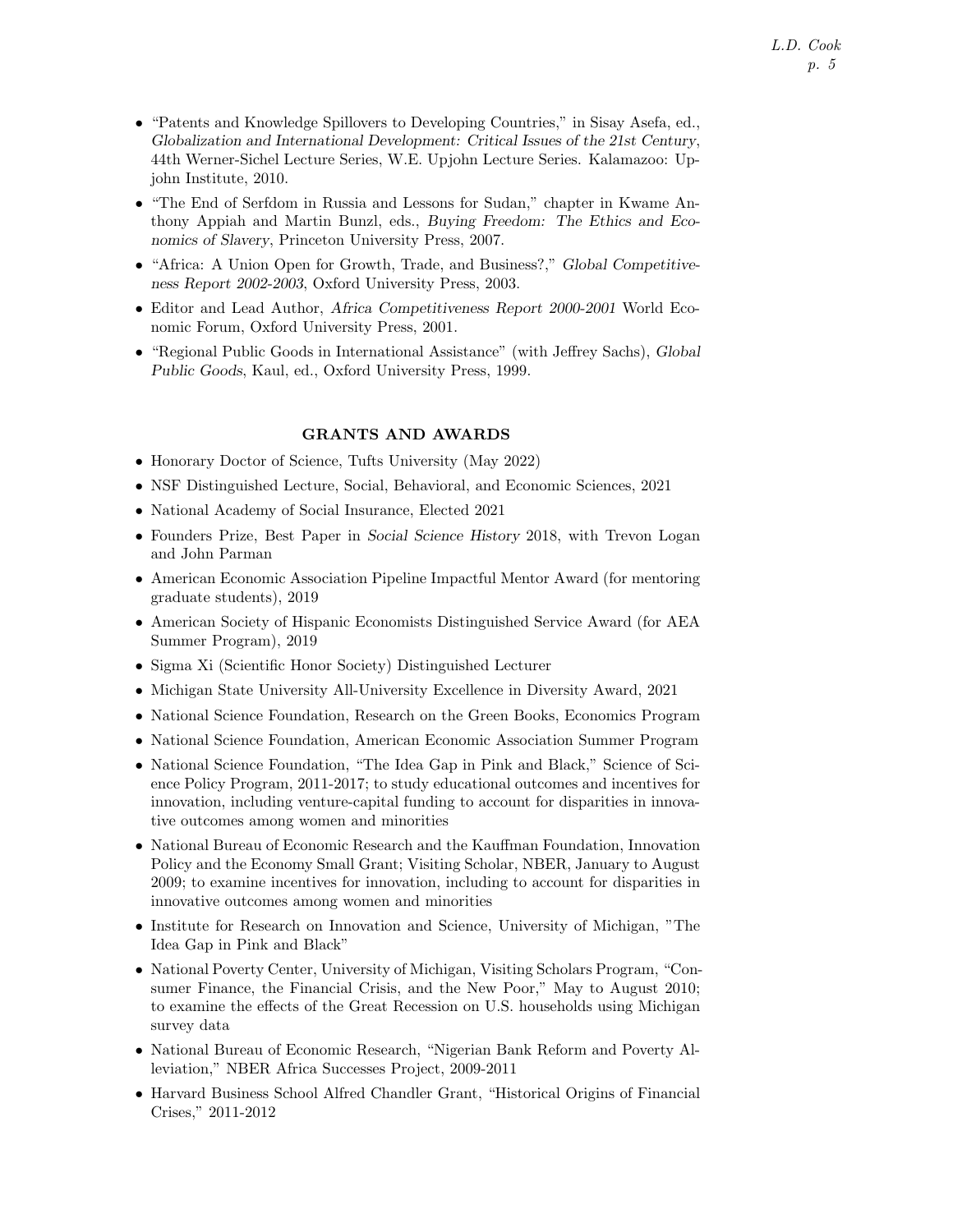- "Patents and Knowledge Spillovers to Developing Countries," in Sisay Asefa, ed., *Globalization and International Development: Critical Issues of the 21st Century*, 44th Werner-Sichel Lecture Series, W.E. Upjohn Lecture Series. Kalamazoo: Upjohn Institute, 2010.
- "The End of Serfdom in Russia and Lessons for Sudan," chapter in Kwame Anthony Appiah and Martin Bunzl, eds., *Buying Freedom: The Ethics and Economics of Slavery*, Princeton University Press, 2007.
- "Africa: A Union Open for Growth, Trade, and Business?," *Global Competitiveness Report 2002-2003*, Oxford University Press, 2003.
- Editor and Lead Author, *Africa Competitiveness Report 2000-2001* World Economic Forum, Oxford University Press, 2001.
- "Regional Public Goods in International Assistance" (with Jeffrey Sachs), *Global Public Goods*, Kaul, ed., Oxford University Press, 1999.

## GRANTS AND AWARDS

- Honorary Doctor of Science, Tufts University (May 2022)
- NSF Distinguished Lecture, Social, Behavioral, and Economic Sciences, 2021
- National Academy of Social Insurance, Elected 2021
- Founders Prize, Best Paper in *Social Science History* 2018, with Trevon Logan and John Parman
- American Economic Association Pipeline Impactful Mentor Award (for mentoring graduate students), 2019
- American Society of Hispanic Economists Distinguished Service Award (for AEA Summer Program), 2019
- Sigma Xi (Scientific Honor Society) Distinguished Lecturer
- Michigan State University All-University Excellence in Diversity Award, 2021
- National Science Foundation, Research on the Green Books, Economics Program
- National Science Foundation, American Economic Association Summer Program
- National Science Foundation, "The Idea Gap in Pink and Black," Science of Science Policy Program, 2011-2017; to study educational outcomes and incentives for innovation, including venture-capital funding to account for disparities in innovative outcomes among women and minorities
- National Bureau of Economic Research and the Kauffman Foundation, Innovation Policy and the Economy Small Grant; Visiting Scholar, NBER, January to August 2009; to examine incentives for innovation, including to account for disparities in innovative outcomes among women and minorities
- Institute for Research on Innovation and Science, University of Michigan, "The Idea Gap in Pink and Black"
- National Poverty Center, University of Michigan, Visiting Scholars Program, "Consumer Finance, the Financial Crisis, and the New Poor," May to August 2010; to examine the effects of the Great Recession on U.S. households using Michigan survey data
- National Bureau of Economic Research, "Nigerian Bank Reform and Poverty Alleviation," NBER Africa Successes Project, 2009-2011
- Harvard Business School Alfred Chandler Grant, "Historical Origins of Financial Crises," 2011-2012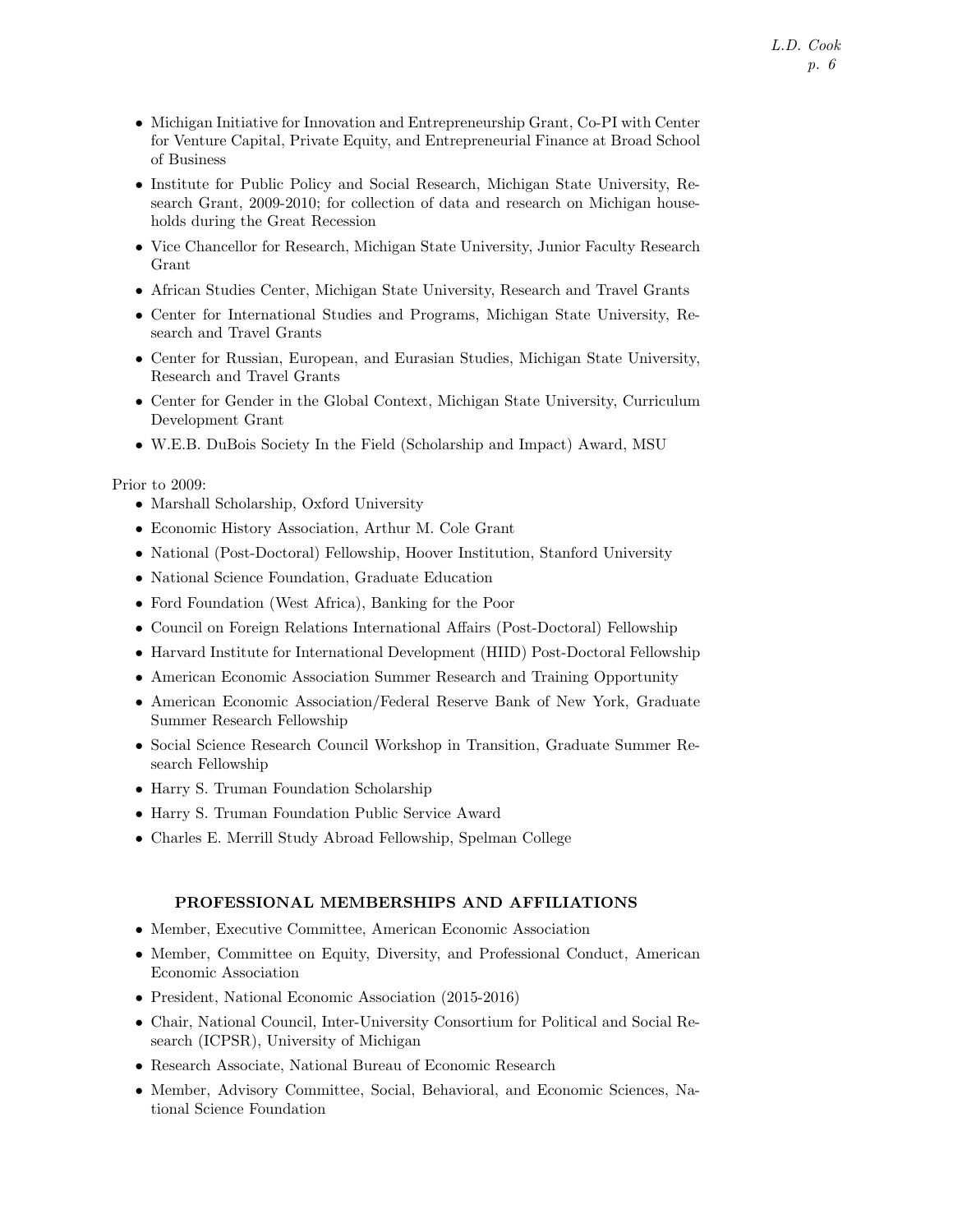- Michigan Initiative for Innovation and Entrepreneurship Grant, Co-PI with Center for Venture Capital, Private Equity, and Entrepreneurial Finance at Broad School of Business
- Institute for Public Policy and Social Research, Michigan State University, Research Grant, 2009-2010; for collection of data and research on Michigan households during the Great Recession
- Vice Chancellor for Research, Michigan State University, Junior Faculty Research Grant
- African Studies Center, Michigan State University, Research and Travel Grants
- Center for International Studies and Programs, Michigan State University, Research and Travel Grants
- Center for Russian, European, and Eurasian Studies, Michigan State University, Research and Travel Grants
- Center for Gender in the Global Context, Michigan State University, Curriculum Development Grant
- W.E.B. DuBois Society In the Field (Scholarship and Impact) Award, MSU

Prior to 2009:

- Marshall Scholarship, Oxford University
- Economic History Association, Arthur M. Cole Grant
- National (Post-Doctoral) Fellowship, Hoover Institution, Stanford University
- National Science Foundation, Graduate Education
- Ford Foundation (West Africa), Banking for the Poor
- Council on Foreign Relations International Affairs (Post-Doctoral) Fellowship
- Harvard Institute for International Development (HIID) Post-Doctoral Fellowship
- American Economic Association Summer Research and Training Opportunity
- American Economic Association/Federal Reserve Bank of New York, Graduate Summer Research Fellowship
- Social Science Research Council Workshop in Transition, Graduate Summer Research Fellowship
- Harry S. Truman Foundation Scholarship
- Harry S. Truman Foundation Public Service Award
- Charles E. Merrill Study Abroad Fellowship, Spelman College

## PROFESSIONAL MEMBERSHIPS AND AFFILIATIONS

- Member, Executive Committee, American Economic Association
- Member, Committee on Equity, Diversity, and Professional Conduct, American Economic Association
- President, National Economic Association (2015-2016)
- Chair, National Council, Inter-University Consortium for Political and Social Research (ICPSR), University of Michigan
- Research Associate, National Bureau of Economic Research
- Member, Advisory Committee, Social, Behavioral, and Economic Sciences, National Science Foundation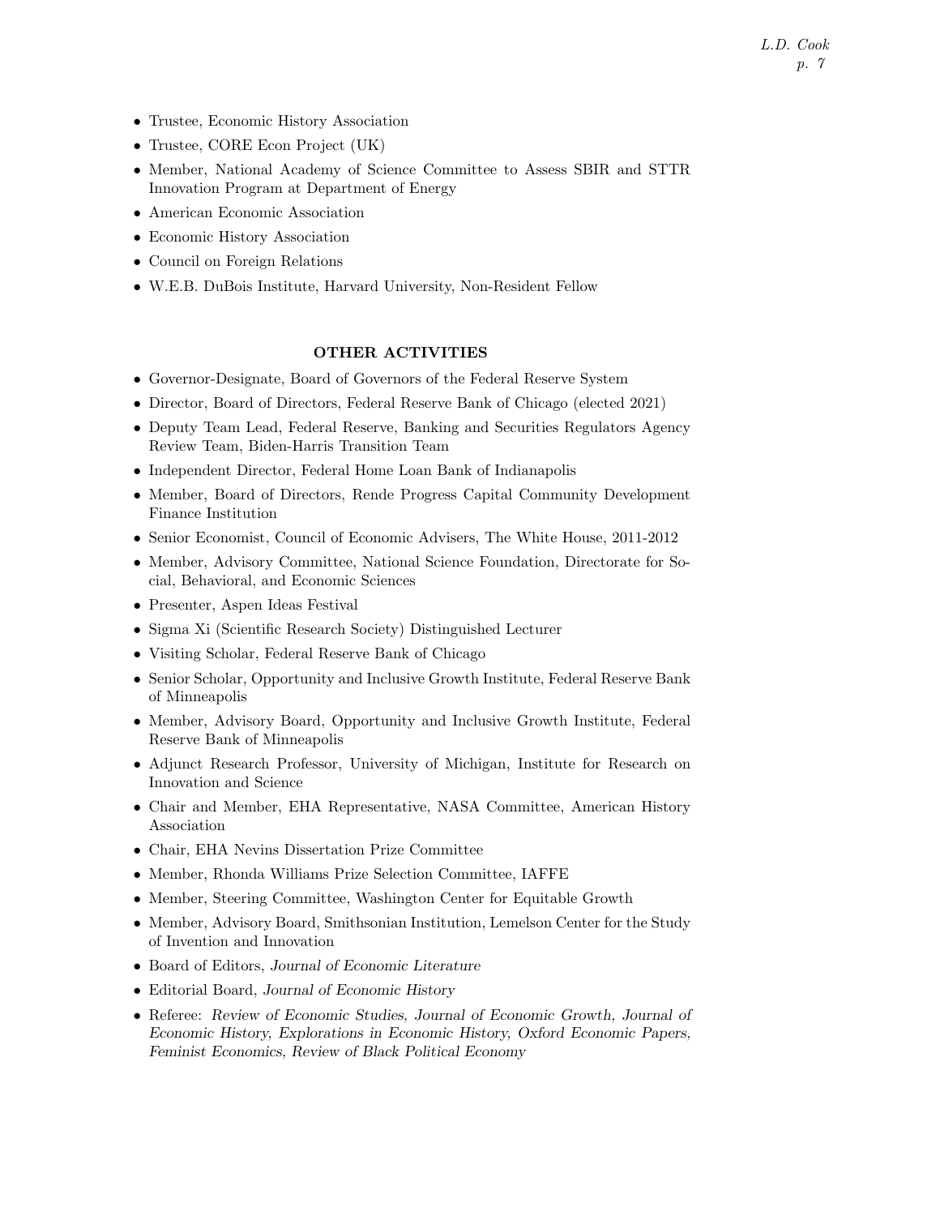- Trustee, Economic History Association
- Trustee, CORE Econ Project (UK)
- Member, National Academy of Science Committee to Assess SBIR and STTR Innovation Program at Department of Energy
- American Economic Association
- Economic History Association
- Council on Foreign Relations
- W.E.B. DuBois Institute, Harvard University, Non-Resident Fellow

## OTHER ACTIVITIES

- Governor-Designate, Board of Governors of the Federal Reserve System
- Director, Board of Directors, Federal Reserve Bank of Chicago (elected 2021)
- Deputy Team Lead, Federal Reserve, Banking and Securities Regulators Agency Review Team, Biden-Harris Transition Team
- Independent Director, Federal Home Loan Bank of Indianapolis
- Member, Board of Directors, Rende Progress Capital Community Development Finance Institution
- Senior Economist, Council of Economic Advisers, The White House, 2011-2012
- Member, Advisory Committee, National Science Foundation, Directorate for Social, Behavioral, and Economic Sciences
- Presenter, Aspen Ideas Festival
- Sigma Xi (Scientific Research Society) Distinguished Lecturer
- Visiting Scholar, Federal Reserve Bank of Chicago
- Senior Scholar, Opportunity and Inclusive Growth Institute, Federal Reserve Bank of Minneapolis
- Member, Advisory Board, Opportunity and Inclusive Growth Institute, Federal Reserve Bank of Minneapolis
- Adjunct Research Professor, University of Michigan, Institute for Research on Innovation and Science
- Chair and Member, EHA Representative, NASA Committee, American History Association
- Chair, EHA Nevins Dissertation Prize Committee
- Member, Rhonda Williams Prize Selection Committee, IAFFE
- Member, Steering Committee, Washington Center for Equitable Growth
- Member, Advisory Board, Smithsonian Institution, Lemelson Center for the Study of Invention and Innovation
- Board of Editors, *Journal of Economic Literature*
- Editorial Board, *Journal of Economic History*
- Referee: *Review of Economic Studies, Journal of Economic Growth, Journal of Economic History, Explorations in Economic History, Oxford Economic Papers, Feminist Economics, Review of Black Political Economy*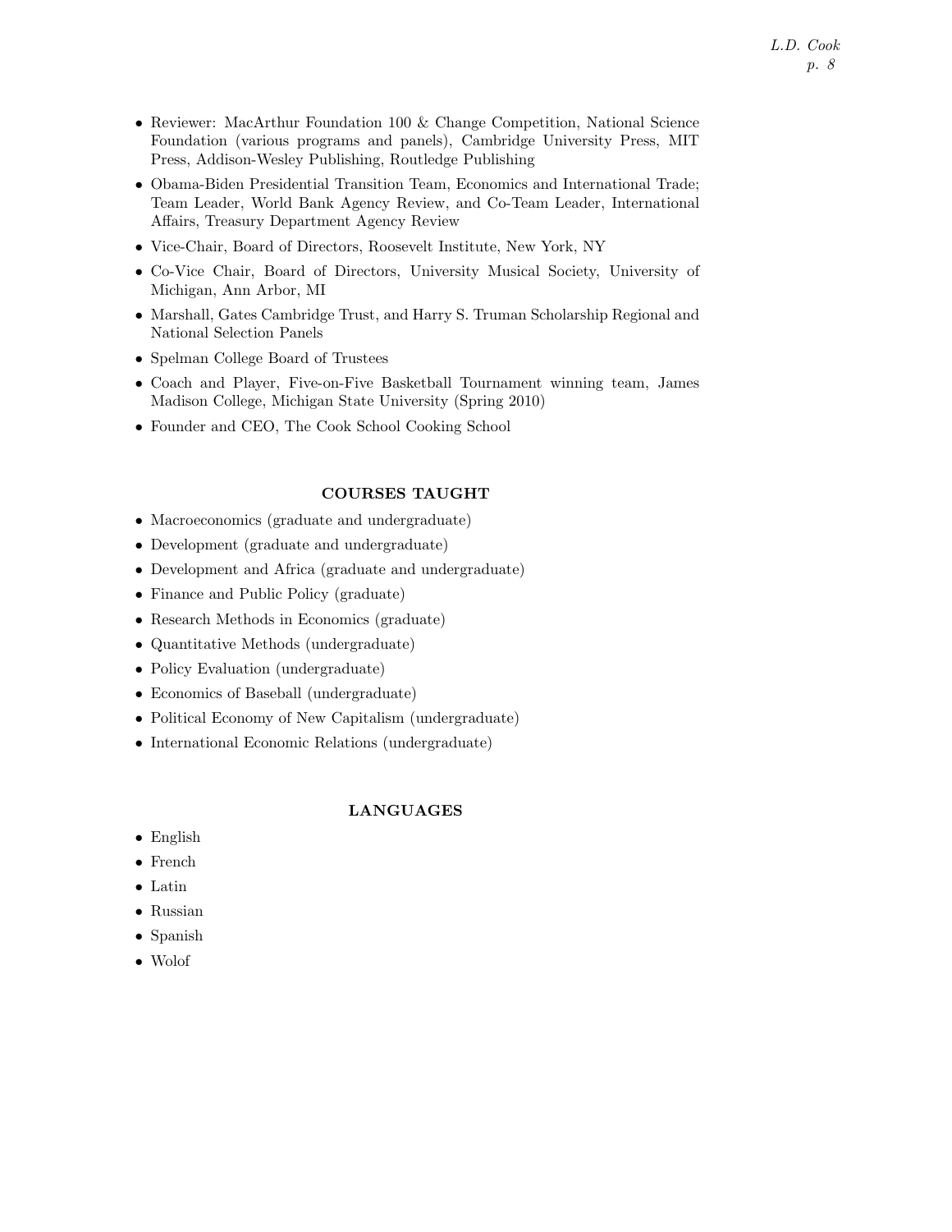- Reviewer: MacArthur Foundation 100 & Change Competition, National Science Foundation (various programs and panels), Cambridge University Press, MIT Press, Addison-Wesley Publishing, Routledge Publishing
- Obama-Biden Presidential Transition Team, Economics and International Trade; Team Leader, World Bank Agency Review, and Co-Team Leader, International Affairs, Treasury Department Agency Review
- Vice-Chair, Board of Directors, Roosevelt Institute, New York, NY
- Co-Vice Chair, Board of Directors, University Musical Society, University of Michigan, Ann Arbor, MI
- Marshall, Gates Cambridge Trust, and Harry S. Truman Scholarship Regional and National Selection Panels
- Spelman College Board of Trustees
- Coach and Player, Five-on-Five Basketball Tournament winning team, James Madison College, Michigan State University (Spring 2010)
- Founder and CEO, The Cook School Cooking School

## COURSES TAUGHT

- Macroeconomics (graduate and undergraduate)
- Development (graduate and undergraduate)
- Development and Africa (graduate and undergraduate)
- Finance and Public Policy (graduate)
- Research Methods in Economics (graduate)
- Quantitative Methods (undergraduate)
- Policy Evaluation (undergraduate)
- Economics of Baseball (undergraduate)
- Political Economy of New Capitalism (undergraduate)
- International Economic Relations (undergraduate)

## LANGUAGES

- English
- French
- Latin
- Russian
- Spanish
- Wolof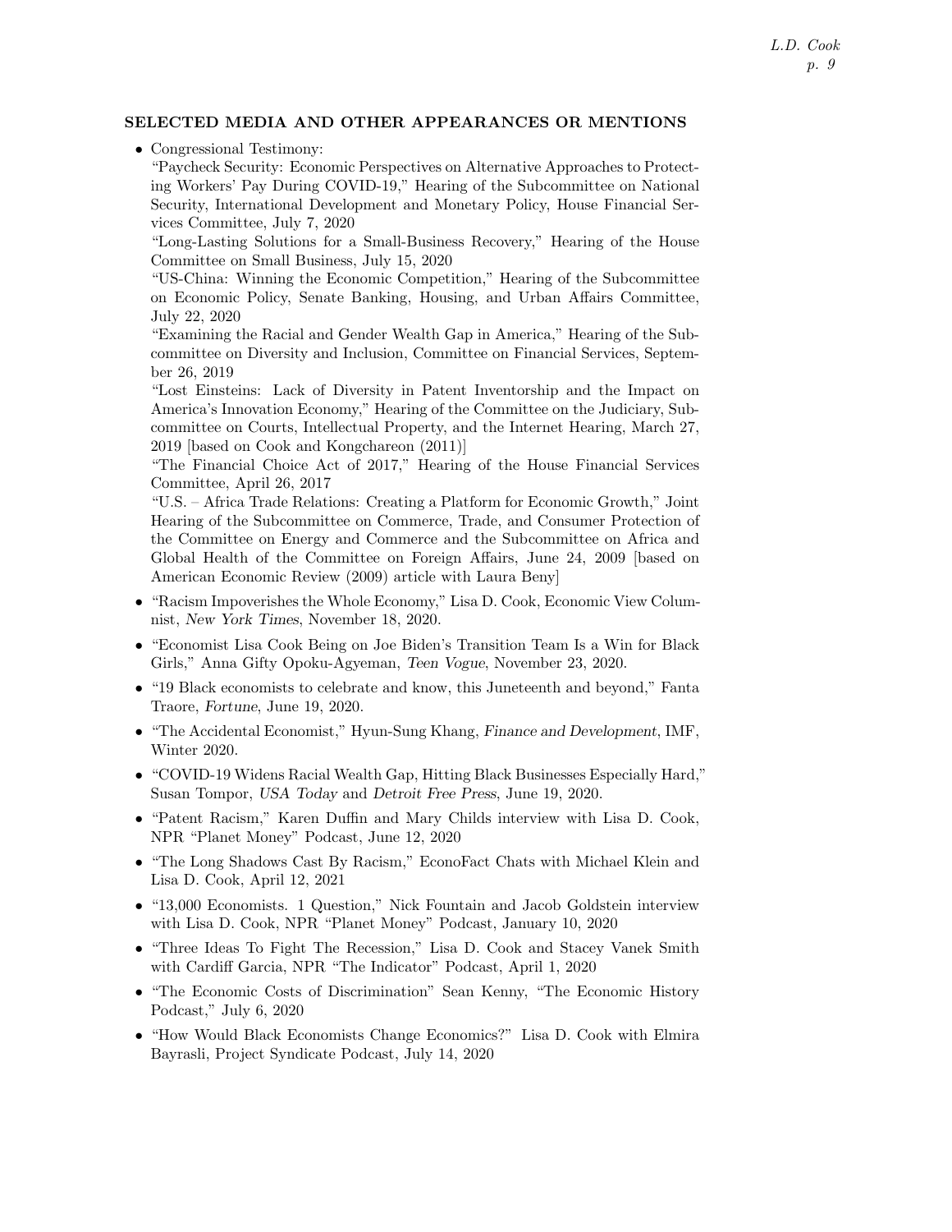## SELECTED MEDIA AND OTHER APPEARANCES OR MENTIONS

- Congressional Testimony:
  "Paycheck Security: Economic Perspectives on Alternative Approaches to Protecting Workers' Pay During COVID-19," Hearing of the Subcommittee on National Security, International Development and Monetary Policy, House Financial Services Committee, July 7, 2020
  "Long-Lasting Solutions for a Small-Business Recovery," Hearing of the House Committee on Small Business, July 15, 2020
  "US-China: Winning the Economic Competition," Hearing of the Subcommittee on Economic Policy, Senate Banking, Housing, and Urban Affairs Committee, July 22, 2020
  "Examining the Racial and Gender Wealth Gap in America," Hearing of the Subcommittee on Diversity and Inclusion, Committee on Financial Services, September 26, 2019
  "Lost Einsteins: Lack of Diversity in Patent Inventorship and the Impact on America's Innovation Economy," Hearing of the Committee on the Judiciary, Subcommittee on Courts, Intellectual Property, and the Internet Hearing, March 27, 2019 [based on Cook and Kongchareon (2011)]
  "The Financial Choice Act of 2017," Hearing of the House Financial Services Committee, April 26, 2017
  "U.S. – Africa Trade Relations: Creating a Platform for Economic Growth," Joint Hearing of the Subcommittee on Commerce, Trade, and Consumer Protection of the Committee on Energy and Commerce and the Subcommittee on Africa and Global Health of the Committee on Foreign Affairs, June 24, 2009 [based on American Economic Review (2009) article with Laura Beny]
- "Racism Impoverishes the Whole Economy," Lisa D. Cook, Economic View Columnist, *New York Times*, November 18, 2020.
- "Economist Lisa Cook Being on Joe Biden's Transition Team Is a Win for Black Girls," Anna Gifty Opoku-Agyeman, *Teen Vogue*, November 23, 2020.
- "19 Black economists to celebrate and know, this Juneteenth and beyond," Fanta Traore, *Fortune*, June 19, 2020.
- "The Accidental Economist," Hyun-Sung Khang, *Finance and Development*, IMF, Winter 2020.
- "COVID-19 Widens Racial Wealth Gap, Hitting Black Businesses Especially Hard," Susan Tompor, *USA Today* and *Detroit Free Press*, June 19, 2020.
- "Patent Racism," Karen Duffin and Mary Childs interview with Lisa D. Cook, NPR "Planet Money" Podcast, June 12, 2020
- "The Long Shadows Cast By Racism," EconoFact Chats with Michael Klein and Lisa D. Cook, April 12, 2021
- "13,000 Economists. 1 Question," Nick Fountain and Jacob Goldstein interview with Lisa D. Cook, NPR "Planet Money" Podcast, January 10, 2020
- "Three Ideas To Fight The Recession," Lisa D. Cook and Stacey Vanek Smith with Cardiff Garcia, NPR "The Indicator" Podcast, April 1, 2020
- "The Economic Costs of Discrimination" Sean Kenny, "The Economic History Podcast," July 6, 2020
- "How Would Black Economists Change Economics?" Lisa D. Cook with Elmira Bayrasli, Project Syndicate Podcast, July 14, 2020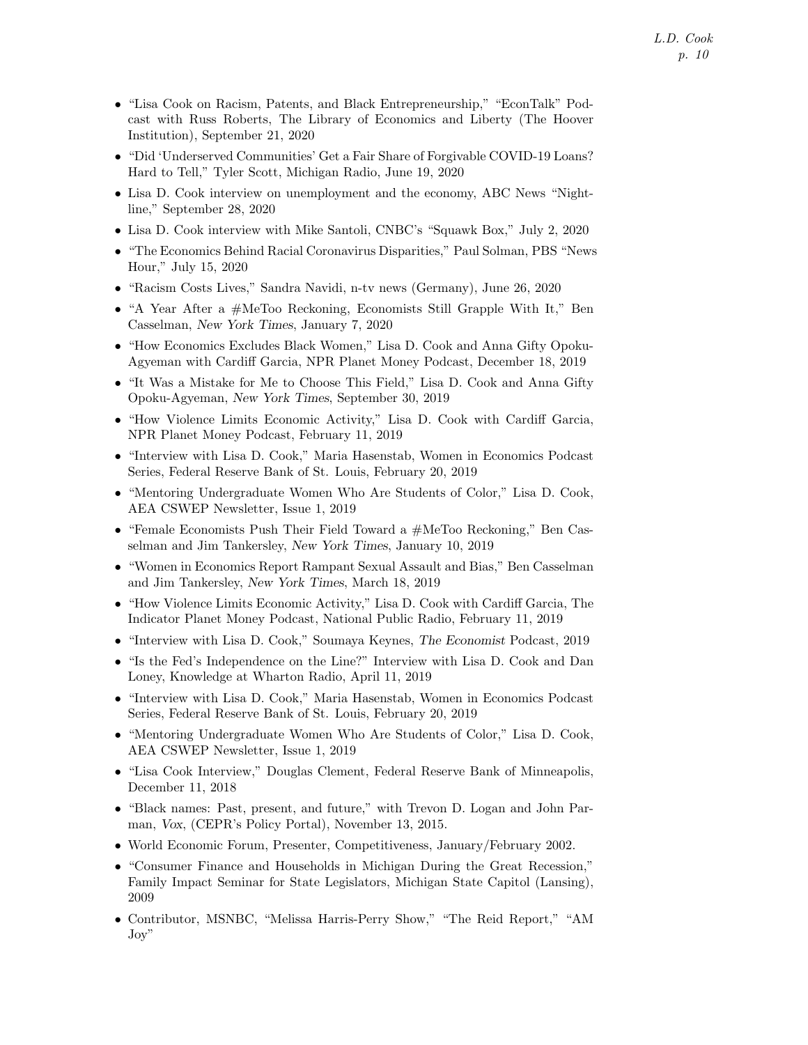- "Lisa Cook on Racism, Patents, and Black Entrepreneurship," "EconTalk" Podcast with Russ Roberts, The Library of Economics and Liberty (The Hoover Institution), September 21, 2020
- "Did 'Underserved Communities' Get a Fair Share of Forgivable COVID-19 Loans? Hard to Tell," Tyler Scott, Michigan Radio, June 19, 2020
- Lisa D. Cook interview on unemployment and the economy, ABC News "Nightline," September 28, 2020
- Lisa D. Cook interview with Mike Santoli, CNBC's "Squawk Box," July 2, 2020
- "The Economics Behind Racial Coronavirus Disparities," Paul Solman, PBS "News Hour," July 15, 2020
- "Racism Costs Lives," Sandra Navidi, n-tv news (Germany), June 26, 2020
- "A Year After a #MeToo Reckoning, Economists Still Grapple With It," Ben Casselman, *New York Times*, January 7, 2020
- "How Economics Excludes Black Women," Lisa D. Cook and Anna Gifty Opoku-Agyeman with Cardiff Garcia, NPR Planet Money Podcast, December 18, 2019
- "It Was a Mistake for Me to Choose This Field," Lisa D. Cook and Anna Gifty Opoku-Agyeman, *New York Times*, September 30, 2019
- "How Violence Limits Economic Activity," Lisa D. Cook with Cardiff Garcia, NPR Planet Money Podcast, February 11, 2019
- "Interview with Lisa D. Cook," Maria Hasenstab, Women in Economics Podcast Series, Federal Reserve Bank of St. Louis, February 20, 2019
- "Mentoring Undergraduate Women Who Are Students of Color," Lisa D. Cook, AEA CSWEP Newsletter, Issue 1, 2019
- "Female Economists Push Their Field Toward a #MeToo Reckoning," Ben Casselman and Jim Tankersley, *New York Times*, January 10, 2019
- "Women in Economics Report Rampant Sexual Assault and Bias," Ben Casselman and Jim Tankersley, *New York Times*, March 18, 2019
- "How Violence Limits Economic Activity," Lisa D. Cook with Cardiff Garcia, The Indicator Planet Money Podcast, National Public Radio, February 11, 2019
- "Interview with Lisa D. Cook," Soumaya Keynes, *The Economist* Podcast, 2019
- "Is the Fed's Independence on the Line?" Interview with Lisa D. Cook and Dan Loney, Knowledge at Wharton Radio, April 11, 2019
- "Interview with Lisa D. Cook," Maria Hasenstab, Women in Economics Podcast Series, Federal Reserve Bank of St. Louis, February 20, 2019
- "Mentoring Undergraduate Women Who Are Students of Color," Lisa D. Cook, AEA CSWEP Newsletter, Issue 1, 2019
- "Lisa Cook Interview," Douglas Clement, Federal Reserve Bank of Minneapolis, December 11, 2018
- "Black names: Past, present, and future," with Trevon D. Logan and John Parman, *Vox*, (CEPR's Policy Portal), November 13, 2015.
- World Economic Forum, Presenter, Competitiveness, January/February 2002.
- "Consumer Finance and Households in Michigan During the Great Recession," Family Impact Seminar for State Legislators, Michigan State Capitol (Lansing), 2009
- Contributor, MSNBC, "Melissa Harris-Perry Show," "The Reid Report," "AM Joy"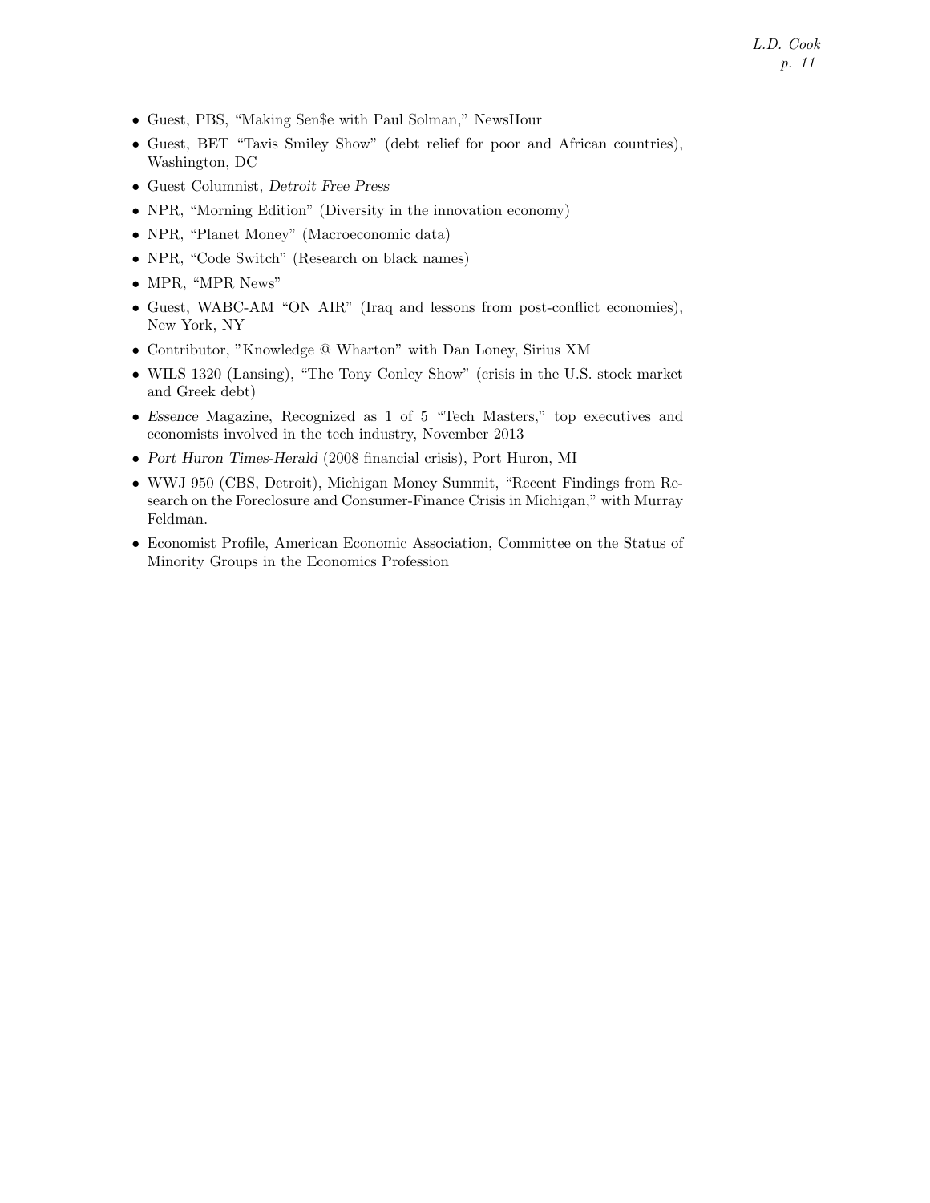- Guest, PBS, "Making Sen$e with Paul Solman," NewsHour
- Guest, BET "Tavis Smiley Show" (debt relief for poor and African countries), Washington, DC
- Guest Columnist, *Detroit Free Press*
- NPR, "Morning Edition" (Diversity in the innovation economy)
- NPR, "Planet Money" (Macroeconomic data)
- NPR, "Code Switch" (Research on black names)
- MPR, "MPR News"
- Guest, WABC-AM "ON AIR" (Iraq and lessons from post-conflict economies), New York, NY
- Contributor, "Knowledge @ Wharton" with Dan Loney, Sirius XM
- WILS 1320 (Lansing), "The Tony Conley Show" (crisis in the U.S. stock market and Greek debt)
- *Essence* Magazine, Recognized as 1 of 5 "Tech Masters," top executives and economists involved in the tech industry, November 2013
- *Port Huron Times-Herald* (2008 financial crisis), Port Huron, MI
- WWJ 950 (CBS, Detroit), Michigan Money Summit, "Recent Findings from Research on the Foreclosure and Consumer-Finance Crisis in Michigan," with Murray Feldman.
- Economist Profile, American Economic Association, Committee on the Status of Minority Groups in the Economics Profession